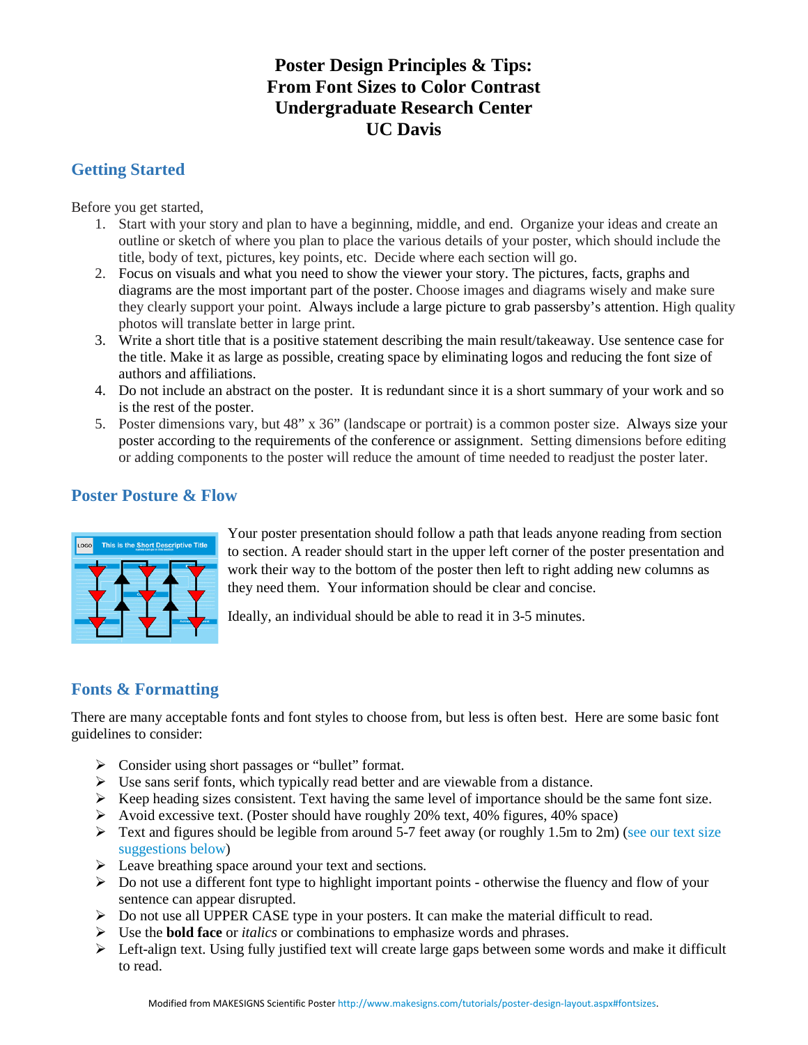# Poster Design Principles & Tips: From Font Sizes to Color Contrast Undergraduate Research Center UC Davis

## Getting Started

Before you get started,

1. Start with your story and plan to have a beginning, middle, and end. Organize your ideas and create an outline or sketch of where you plan to place the various details of your poster, which should include the title, body of text, pictures, key points, etc. Decide where each section will go.
2. Focus on visuals and what you need to show the viewer your story. The pictures, facts, graphs and diagrams are the most important part of the poster. Choose images and diagrams wisely and make sure they clearly support your point. Always include a large picture to grab passersby's attention. High quality photos will translate better in large print.
3. Write a short title that is a positive statement describing the main result/takeaway. Use sentence case for the title. Make it as large as possible, creating space by eliminating logos and reducing the font size of authors and affiliations.
4. Do not include an abstract on the poster. It is redundant since it is a short summary of your work and so is the rest of the poster.
5. Poster dimensions vary, but 48" x 36" (landscape or portrait) is a common poster size. Always size your poster according to the requirements of the conference or assignment. Setting dimensions before editing or adding components to the poster will reduce the amount of time needed to readjust the poster later.

## Poster Posture & Flow

Your poster presentation should follow a path that leads anyone reading from section to section. A reader should start in the upper left corner of the poster presentation and work their way to the bottom of the poster then left to right adding new columns as they need them. Your information should be clear and concise.

Ideally, an individual should be able to read it in 3-5 minutes.

## Fonts & Formatting

There are many acceptable fonts and font styles to choose from, but less is often best. Here are some basic font guidelines to consider:

- Consider using short passages or "bullet" format.
- Use sans serif fonts, which typically read better and are viewable from a distance.
- Keep heading sizes consistent. Text having the same level of importance should be the same font size.
- Avoid excessive text. (Poster should have roughly 20% text, 40% figures, 40% space)
- Text and figures should be legible from around 5-7 feet away (or roughly 1.5m to 2m) (see our text size suggestions below)
- Leave breathing space around your text and sections.
- Do not use a different font type to highlight important points - otherwise the fluency and flow of your sentence can appear disrupted.
- Do not use all UPPER CASE type in your posters. It can make the material difficult to read.
- Use the **bold face** or *italics* or combinations to emphasize words and phrases.
- Left-align text. Using fully justified text will create large gaps between some words and make it difficult to read.

Modified from MAKESIGNS Scientific Poster http://www.makesigns.com/tutorials/poster-design-layout.aspx#fontsizes.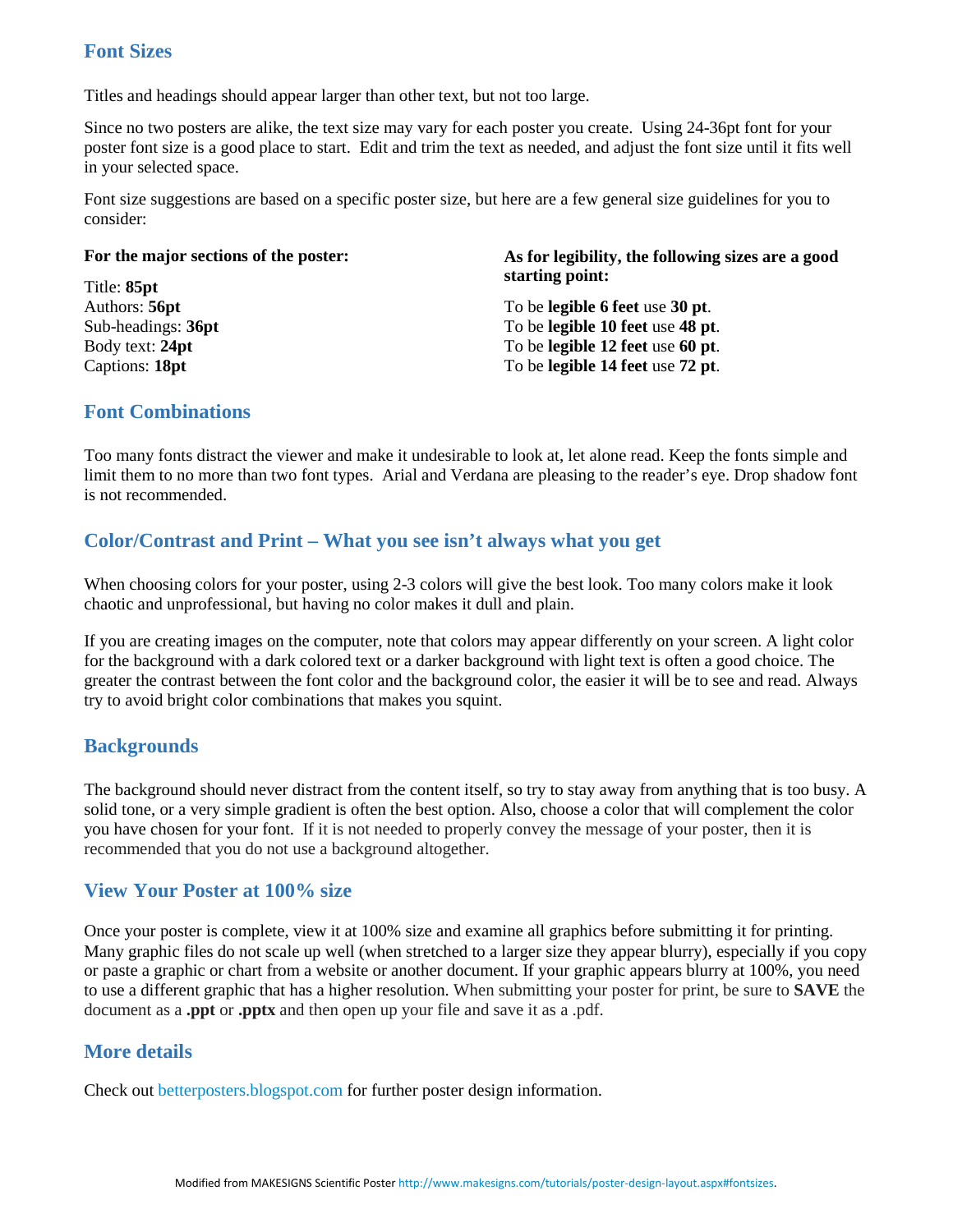## Font Sizes

Titles and headings should appear larger than other text, but not too large.

Since no two posters are alike, the text size may vary for each poster you create. Using 24-36pt font for your poster font size is a good place to start. Edit and trim the text as needed, and adjust the font size until it fits well in your selected space.

Font size suggestions are based on a specific poster size, but here are a few general size guidelines for you to consider:

**For the major sections of the poster:**

Title: **85pt**
Authors: **56pt**
Sub-headings: **36pt**
Body text: **24pt**
Captions: **18pt**

**As for legibility, the following sizes are a good starting point:**

To be **legible 6 feet** use **30 pt**.
To be **legible 10 feet** use **48 pt**.
To be **legible 12 feet** use **60 pt**.
To be **legible 14 feet** use **72 pt**.

## Font Combinations

Too many fonts distract the viewer and make it undesirable to look at, let alone read. Keep the fonts simple and limit them to no more than two font types. Arial and Verdana are pleasing to the reader's eye. Drop shadow font is not recommended.

## Color/Contrast and Print – What you see isn't always what you get

When choosing colors for your poster, using 2-3 colors will give the best look. Too many colors make it look chaotic and unprofessional, but having no color makes it dull and plain.

If you are creating images on the computer, note that colors may appear differently on your screen. A light color for the background with a dark colored text or a darker background with light text is often a good choice. The greater the contrast between the font color and the background color, the easier it will be to see and read. Always try to avoid bright color combinations that makes you squint.

## Backgrounds

The background should never distract from the content itself, so try to stay away from anything that is too busy. A solid tone, or a very simple gradient is often the best option. Also, choose a color that will complement the color you have chosen for your font. If it is not needed to properly convey the message of your poster, then it is recommended that you do not use a background altogether.

## View Your Poster at 100% size

Once your poster is complete, view it at 100% size and examine all graphics before submitting it for printing. Many graphic files do not scale up well (when stretched to a larger size they appear blurry), especially if you copy or paste a graphic or chart from a website or another document. If your graphic appears blurry at 100%, you need to use a different graphic that has a higher resolution. When submitting your poster for print, be sure to **SAVE** the document as a **.ppt** or **.pptx** and then open up your file and save it as a .pdf.

## More details

Check out betterposters.blogspot.com for further poster design information.

Modified from MAKESIGNS Scientific Poster http://www.makesigns.com/tutorials/poster-design-layout.aspx#fontsizes.